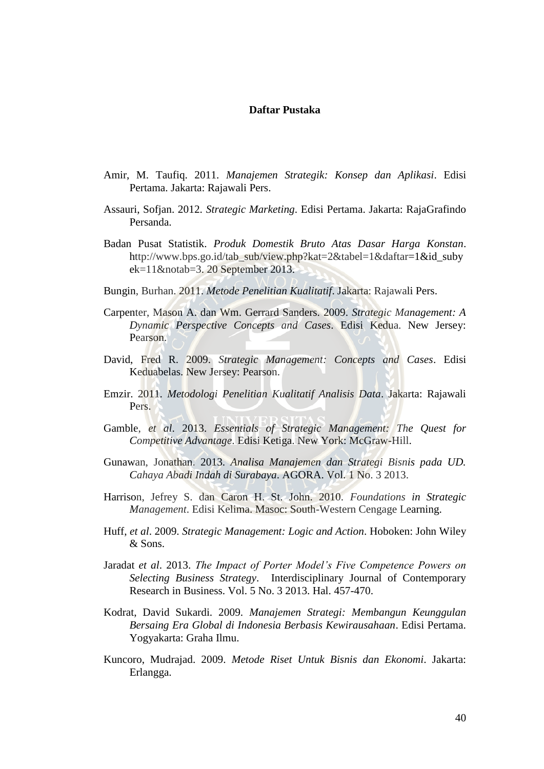# Daftar Pustaka

Amir, M. Taufiq. 2011. *Manajemen Strategik: Konsep dan Aplikasi*. Edisi Pertama. Jakarta: Rajawali Pers.

Assauri, Sofjan. 2012. *Strategic Marketing*. Edisi Pertama. Jakarta: RajaGrafindo Persanda.

Badan Pusat Statistik. *Produk Domestik Bruto Atas Dasar Harga Konstan*. http://www.bps.go.id/tab_sub/view.php?kat=2&tabel=1&daftar=1&id_subyek=11&notab=3. 20 September 2013.

Bungin, Burhan. 2011. *Metode Penelitian Kualitatif*. Jakarta: Rajawali Pers.

Carpenter, Mason A. dan Wm. Gerrard Sanders. 2009. *Strategic Management: A Dynamic Perspective Concepts and Cases*. Edisi Kedua. New Jersey: Pearson.

David, Fred R. 2009. *Strategic Management: Concepts and Cases*. Edisi Keduabelas. New Jersey: Pearson.

Emzir. 2011. *Metodologi Penelitian Kualitatif Analisis Data*. Jakarta: Rajawali Pers.

Gamble, *et al*. 2013. *Essentials of Strategic Management: The Quest for Competitive Advantage*. Edisi Ketiga. New York: McGraw-Hill.

Gunawan, Jonathan. 2013. *Analisa Manajemen dan Strategi Bisnis pada UD. Cahaya Abadi Indah di Surabaya*. AGORA. Vol. 1 No. 3 2013.

Harrison, Jefrey S. dan Caron H. St. John. 2010. *Foundations in Strategic Management*. Edisi Kelima. Masoc: South-Western Cengage Learning.

Huff, *et al*. 2009. *Strategic Management: Logic and Action*. Hoboken: John Wiley & Sons.

Jaradat *et al*. 2013. *The Impact of Porter Model's Five Competence Powers on Selecting Business Strategy*. Interdisciplinary Journal of Contemporary Research in Business. Vol. 5 No. 3 2013. Hal. 457-470.

Kodrat, David Sukardi. 2009. *Manajemen Strategi: Membangun Keunggulan Bersaing Era Global di Indonesia Berbasis Kewirausahaan*. Edisi Pertama. Yogyakarta: Graha Ilmu.

Kuncoro, Mudrajad. 2009. *Metode Riset Untuk Bisnis dan Ekonomi*. Jakarta: Erlangga.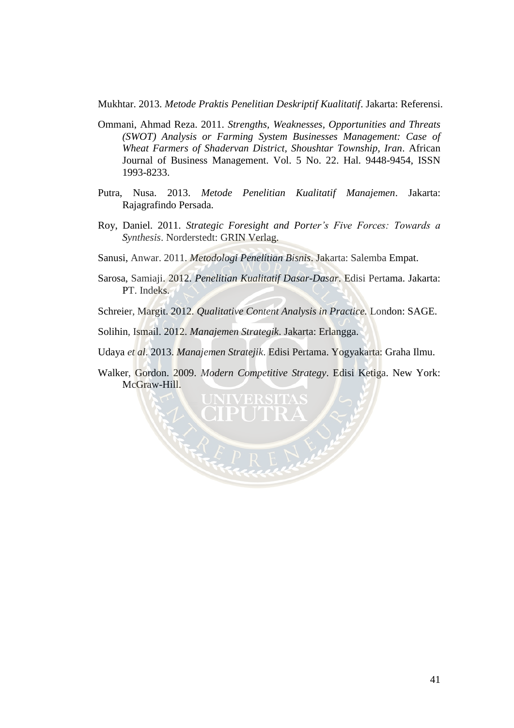Mukhtar. 2013. *Metode Praktis Penelitian Deskriptif Kualitatif*. Jakarta: Referensi.

Ommani, Ahmad Reza. 2011. *Strengths, Weaknesses, Opportunities and Threats (SWOT) Analysis or Farming System Businesses Management: Case of Wheat Farmers of Shadervan District, Shoushtar Township, Iran*. African Journal of Business Management. Vol. 5 No. 22. Hal. 9448-9454, ISSN 1993-8233.

Putra, Nusa. 2013. *Metode Penelitian Kualitatif Manajemen*. Jakarta: Rajagrafindo Persada.

Roy, Daniel. 2011. *Strategic Foresight and Porter's Five Forces: Towards a Synthesis*. Norderstedt: GRIN Verlag.

Sanusi, Anwar. 2011. *Metodologi Penelitian Bisnis*. Jakarta: Salemba Empat.

Sarosa, Samiaji. 2012. *Penelitian Kualitatif Dasar-Dasar*. Edisi Pertama. Jakarta: PT. Indeks.

Schreier, Margit. 2012. *Qualitative Content Analysis in Practice.* London: SAGE.

Solihin, Ismail. 2012. *Manajemen Strategik*. Jakarta: Erlangga.

Udaya *et al*. 2013. *Manajemen Stratejik*. Edisi Pertama. Yogyakarta: Graha Ilmu.

Walker, Gordon. 2009. *Modern Competitive Strategy*. Edisi Ketiga. New York: McGraw-Hill.